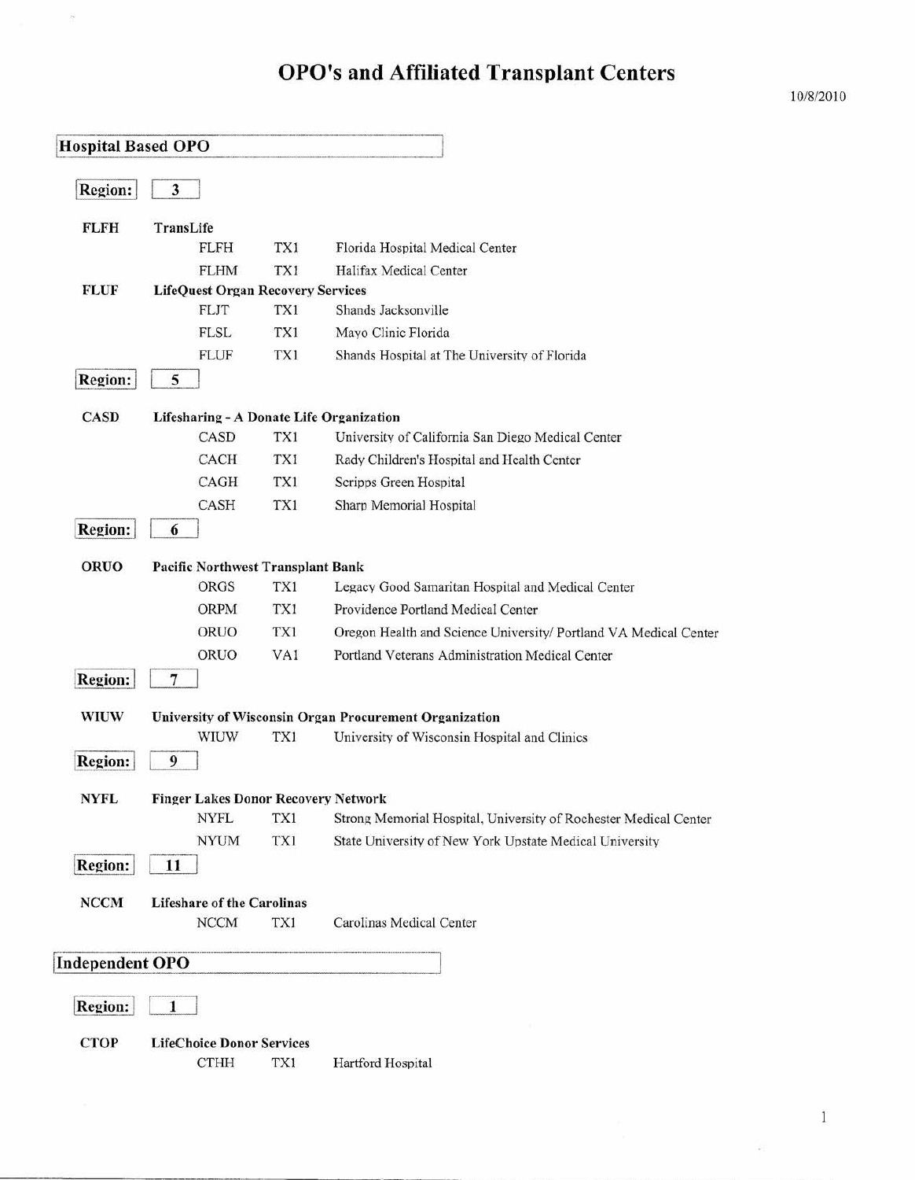# OPO's and Affiliated Transplant Centers

10/8/2010

## Hospital Based OPO

### Region: 3

**FLFH** **TransLife**

| | | |
|---|---|---|
| FLFH | TX1 | Florida Hospital Medical Center |
| FLHM | TX1 | Halifax Medical Center |

**FLUF** **LifeQuest Organ Recovery Services**

| | | |
|---|---|---|
| FLJT | TX1 | Shands Jacksonville |
| FLSL | TX1 | Mayo Clinic Florida |
| FLUF | TX1 | Shands Hospital at The University of Florida |

### Region: 5

**CASD** **Lifesharing - A Donate Life Organization**

| | | |
|---|---|---|
| CASD | TX1 | University of California San Diego Medical Center |
| CACH | TX1 | Rady Children's Hospital and Health Center |
| CAGH | TX1 | Scripps Green Hospital |
| CASH | TX1 | Sharp Memorial Hospital |

### Region: 6

**ORUO** **Pacific Northwest Transplant Bank**

| | | |
|---|---|---|
| ORGS | TX1 | Legacy Good Samaritan Hospital and Medical Center |
| ORPM | TX1 | Providence Portland Medical Center |
| ORUO | TX1 | Oregon Health and Science University/ Portland VA Medical Center |
| ORUO | VA1 | Portland Veterans Administration Medical Center |

### Region: 7

**WIUW** **University of Wisconsin Organ Procurement Organization**

| | | |
|---|---|---|
| WIUW | TX1 | University of Wisconsin Hospital and Clinics |

### Region: 9

**NYFL** **Finger Lakes Donor Recovery Network**

| | | |
|---|---|---|
| NYFL | TX1 | Strong Memorial Hospital, University of Rochester Medical Center |
| NYUM | TX1 | State University of New York Upstate Medical University |

### Region: 11

**NCCM** **Lifeshare of the Carolinas**

| | | |
|---|---|---|
| NCCM | TX1 | Carolinas Medical Center |

## Independent OPO

### Region: 1

**CTOP** **LifeChoice Donor Services**

| | | |
|---|---|---|
| CTHH | TX1 | Hartford Hospital |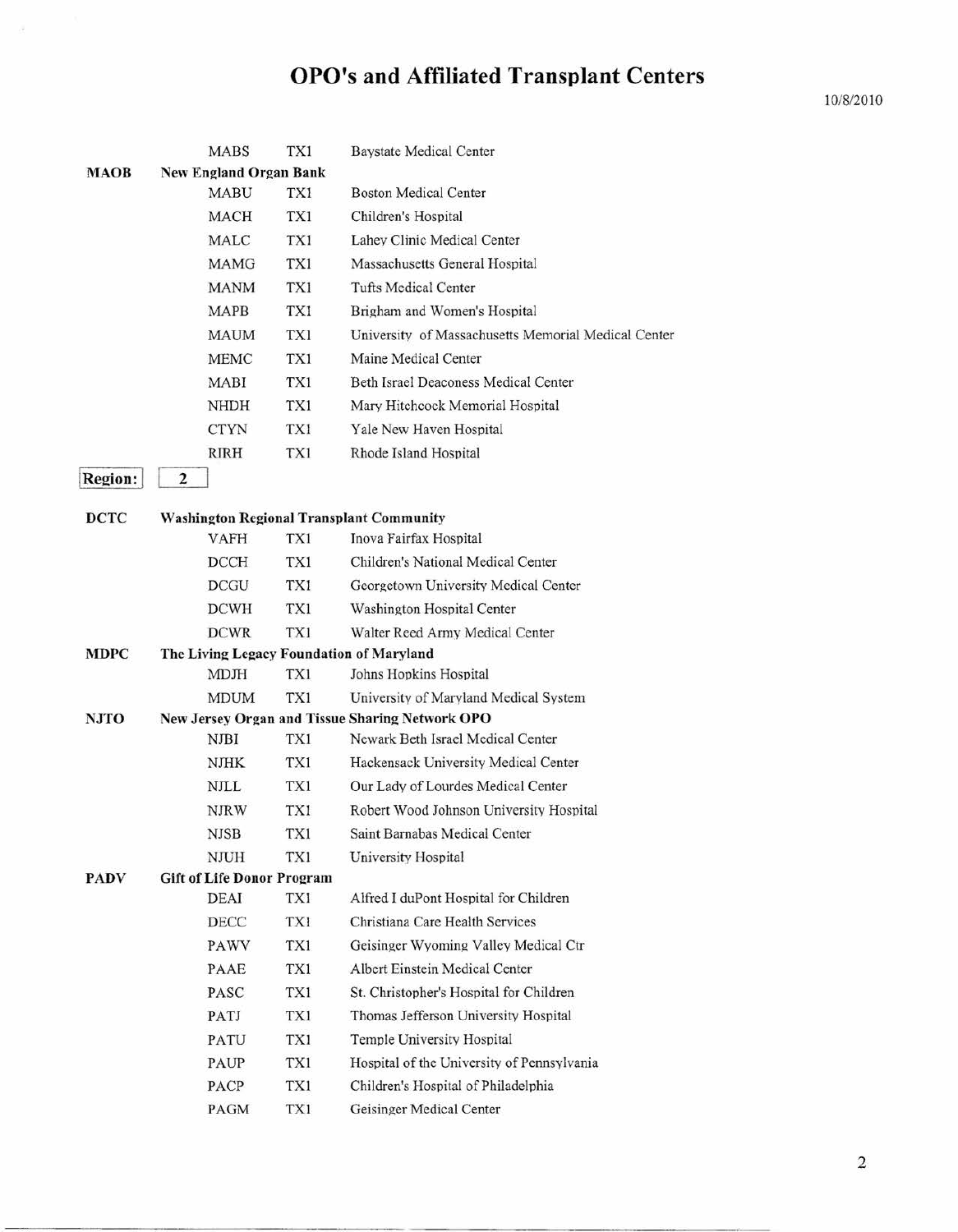# OPO's and Affiliated Transplant Centers

10/8/2010

| OPO | Center | Type | Name |
|---|---|---|---|
| | MABS | TX1 | Baystate Medical Center |
| **MAOB** | **New England Organ Bank** | | |
| | MABU | TX1 | Boston Medical Center |
| | MACH | TX1 | Children's Hospital |
| | MALC | TX1 | Lahey Clinic Medical Center |
| | MAMG | TX1 | Massachusetts General Hospital |
| | MANM | TX1 | Tufts Medical Center |
| | MAPB | TX1 | Brigham and Women's Hospital |
| | MAUM | TX1 | University of Massachusetts Memorial Medical Center |
| | MEMC | TX1 | Maine Medical Center |
| | MABI | TX1 | Beth Israel Deaconess Medical Center |
| | NHDH | TX1 | Mary Hitchcock Memorial Hospital |
| | CTYN | TX1 | Yale New Haven Hospital |
| | RIRH | TX1 | Rhode Island Hospital |

**Region:** 2

| OPO | Center | Type | Name |
|---|---|---|---|
| **DCTC** | **Washington Regional Transplant Community** | | |
| | VAFH | TX1 | Inova Fairfax Hospital |
| | DCCH | TX1 | Children's National Medical Center |
| | DCGU | TX1 | Georgetown University Medical Center |
| | DCWH | TX1 | Washington Hospital Center |
| | DCWR | TX1 | Walter Reed Army Medical Center |
| **MDPC** | **The Living Legacy Foundation of Maryland** | | |
| | MDJH | TX1 | Johns Hopkins Hospital |
| | MDUM | TX1 | University of Maryland Medical System |
| **NJTO** | **New Jersey Organ and Tissue Sharing Network OPO** | | |
| | NJBI | TX1 | Newark Beth Israel Medical Center |
| | NJHK | TX1 | Hackensack University Medical Center |
| | NJLL | TX1 | Our Lady of Lourdes Medical Center |
| | NJRW | TX1 | Robert Wood Johnson University Hospital |
| | NJSB | TX1 | Saint Barnabas Medical Center |
| | NJUH | TX1 | University Hospital |
| **PADV** | **Gift of Life Donor Program** | | |
| | DEAI | TX1 | Alfred I duPont Hospital for Children |
| | DECC | TX1 | Christiana Care Health Services |
| | PAWV | TX1 | Geisinger Wyoming Valley Medical Ctr |
| | PAAE | TX1 | Albert Einstein Medical Center |
| | PASC | TX1 | St. Christopher's Hospital for Children |
| | PATJ | TX1 | Thomas Jefferson University Hospital |
| | PATU | TX1 | Temple University Hospital |
| | PAUP | TX1 | Hospital of the University of Pennsylvania |
| | PACP | TX1 | Children's Hospital of Philadelphia |
| | PAGM | TX1 | Geisinger Medical Center |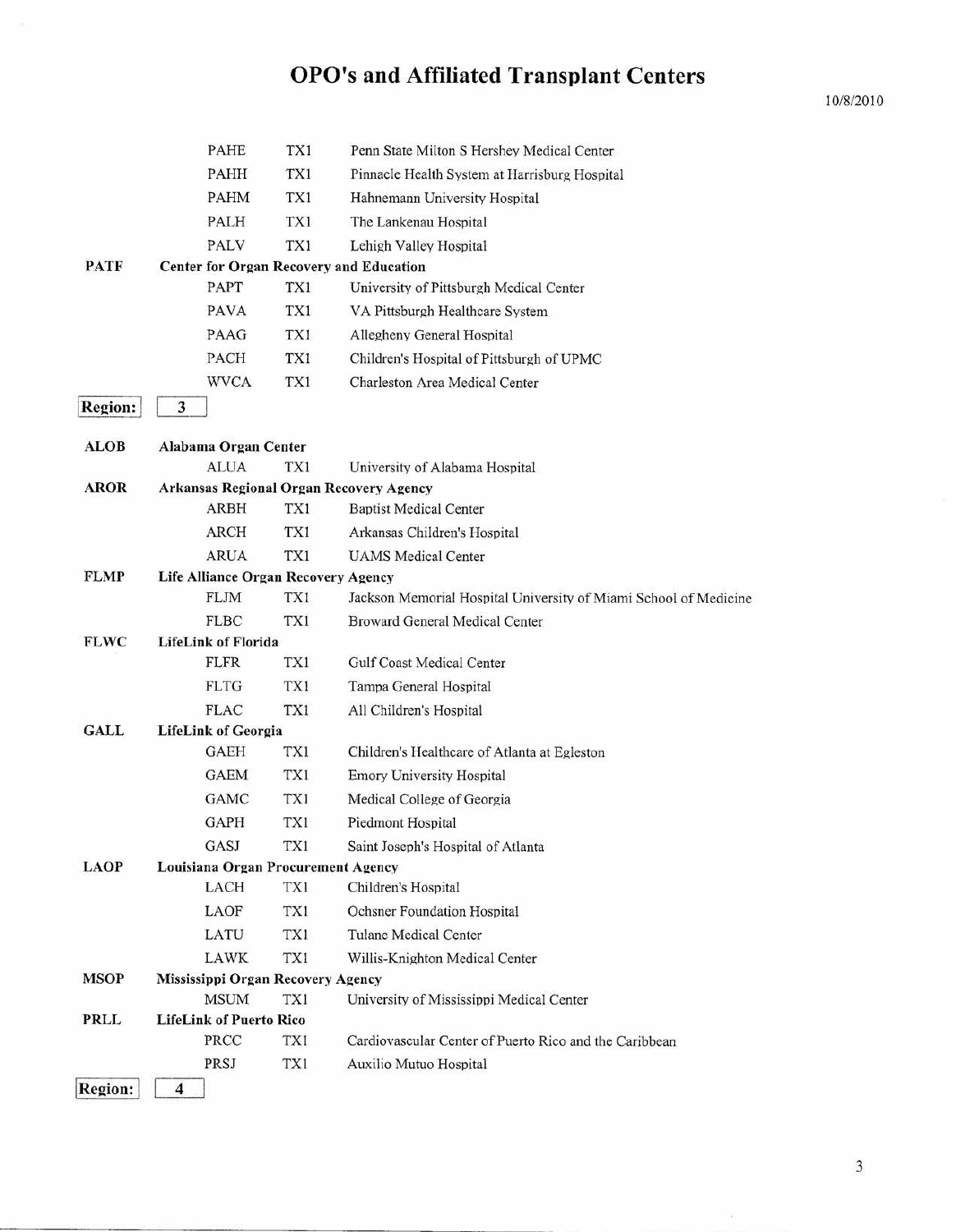# OPO's and Affiliated Transplant Centers

10/8/2010

| | | | |
|---|---|---|---|
| | PAHE | TX1 | Penn State Milton S Hershey Medical Center |
| | PAHH | TX1 | Pinnacle Health System at Harrisburg Hospital |
| | PAHM | TX1 | Hahnemann University Hospital |
| | PALH | TX1 | The Lankenau Hospital |
| | PALV | TX1 | Lehigh Valley Hospital |
| **PATF** | **Center for Organ Recovery and Education** | | |
| | PAPT | TX1 | University of Pittsburgh Medical Center |
| | PAVA | TX1 | VA Pittsburgh Healthcare System |
| | PAAG | TX1 | Allegheny General Hospital |
| | PACH | TX1 | Children's Hospital of Pittsburgh of UPMC |
| | WVCA | TX1 | Charleston Area Medical Center |

**Region: 3**

| | | | |
|---|---|---|---|
| **ALOB** | **Alabama Organ Center** | | |
| | ALUA | TX1 | University of Alabama Hospital |
| **AROR** | **Arkansas Regional Organ Recovery Agency** | | |
| | ARBH | TX1 | Baptist Medical Center |
| | ARCH | TX1 | Arkansas Children's Hospital |
| | ARUA | TX1 | UAMS Medical Center |
| **FLMP** | **Life Alliance Organ Recovery Agency** | | |
| | FLJM | TX1 | Jackson Memorial Hospital University of Miami School of Medicine |
| | FLBC | TX1 | Broward General Medical Center |
| **FLWC** | **LifeLink of Florida** | | |
| | FLFR | TX1 | Gulf Coast Medical Center |
| | FLTG | TX1 | Tampa General Hospital |
| | FLAC | TX1 | All Children's Hospital |
| **GALL** | **LifeLink of Georgia** | | |
| | GAEH | TX1 | Children's Healthcare of Atlanta at Egleston |
| | GAEM | TX1 | Emory University Hospital |
| | GAMC | TX1 | Medical College of Georgia |
| | GAPH | TX1 | Piedmont Hospital |
| | GASJ | TX1 | Saint Joseph's Hospital of Atlanta |
| **LAOP** | **Louisiana Organ Procurement Agency** | | |
| | LACH | TX1 | Children's Hospital |
| | LAOF | TX1 | Ochsner Foundation Hospital |
| | LATU | TX1 | Tulane Medical Center |
| | LAWK | TX1 | Willis-Knighton Medical Center |
| **MSOP** | **Mississippi Organ Recovery Agency** | | |
| | MSUM | TX1 | University of Mississippi Medical Center |
| **PRLL** | **LifeLink of Puerto Rico** | | |
| | PRCC | TX1 | Cardiovascular Center of Puerto Rico and the Caribbean |
| | PRSJ | TX1 | Auxilio Mutuo Hospital |

**Region: 4**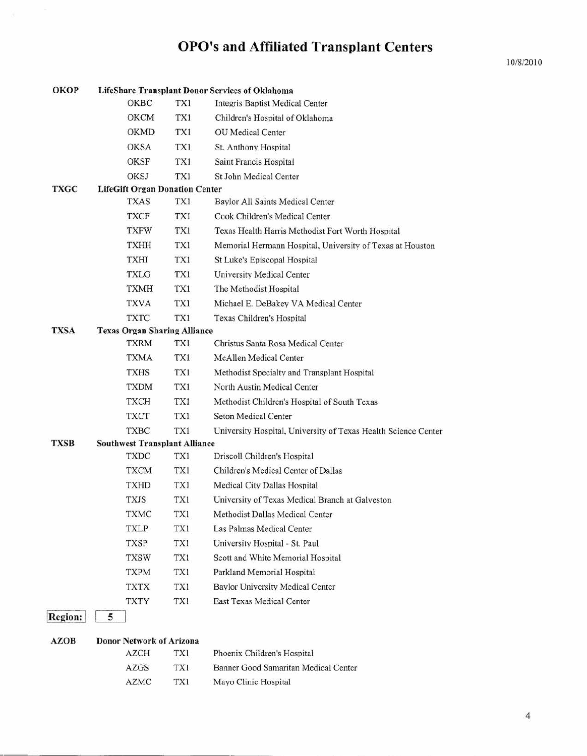# OPO's and Affiliated Transplant Centers

10/8/2010

| | | | |
|---|---|---|---|
| **OKOP** | **LifeShare Transplant Donor Services of Oklahoma** | | |
| | OKBC | TX1 | Integris Baptist Medical Center |
| | OKCM | TX1 | Children's Hospital of Oklahoma |
| | OKMD | TX1 | OU Medical Center |
| | OKSA | TX1 | St. Anthony Hospital |
| | OKSF | TX1 | Saint Francis Hospital |
| | OKSJ | TX1 | St John Medical Center |
| **TXGC** | **LifeGift Organ Donation Center** | | |
| | TXAS | TX1 | Baylor All Saints Medical Center |
| | TXCF | TX1 | Cook Children's Medical Center |
| | TXFW | TX1 | Texas Health Harris Methodist Fort Worth Hospital |
| | TXHH | TX1 | Memorial Hermann Hospital, University of Texas at Houston |
| | TXHI | TX1 | St Luke's Episcopal Hospital |
| | TXLG | TX1 | University Medical Center |
| | TXMH | TX1 | The Methodist Hospital |
| | TXVA | TX1 | Michael E. DeBakey VA Medical Center |
| | TXTC | TX1 | Texas Children's Hospital |
| **TXSA** | **Texas Organ Sharing Alliance** | | |
| | TXRM | TX1 | Christus Santa Rosa Medical Center |
| | TXMA | TX1 | McAllen Medical Center |
| | TXHS | TX1 | Methodist Specialty and Transplant Hospital |
| | TXDM | TX1 | North Austin Medical Center |
| | TXCH | TX1 | Methodist Children's Hospital of South Texas |
| | TXCT | TX1 | Seton Medical Center |
| | TXBC | TX1 | University Hospital, University of Texas Health Science Center |
| **TXSB** | **Southwest Transplant Alliance** | | |
| | TXDC | TX1 | Driscoll Children's Hospital |
| | TXCM | TX1 | Children's Medical Center of Dallas |
| | TXHD | TX1 | Medical City Dallas Hospital |
| | TXJS | TX1 | University of Texas Medical Branch at Galveston |
| | TXMC | TX1 | Methodist Dallas Medical Center |
| | TXLP | TX1 | Las Palmas Medical Center |
| | TXSP | TX1 | University Hospital - St. Paul |
| | TXSW | TX1 | Scott and White Memorial Hospital |
| | TXPM | TX1 | Parkland Memorial Hospital |
| | TXTX | TX1 | Baylor University Medical Center |
| | TXTY | TX1 | East Texas Medical Center |

**Region:** 5

| | | | |
|---|---|---|---|
| **AZOB** | **Donor Network of Arizona** | | |
| | AZCH | TX1 | Phoenix Children's Hospital |
| | AZGS | TX1 | Banner Good Samaritan Medical Center |
| | AZMC | TX1 | Mayo Clinic Hospital |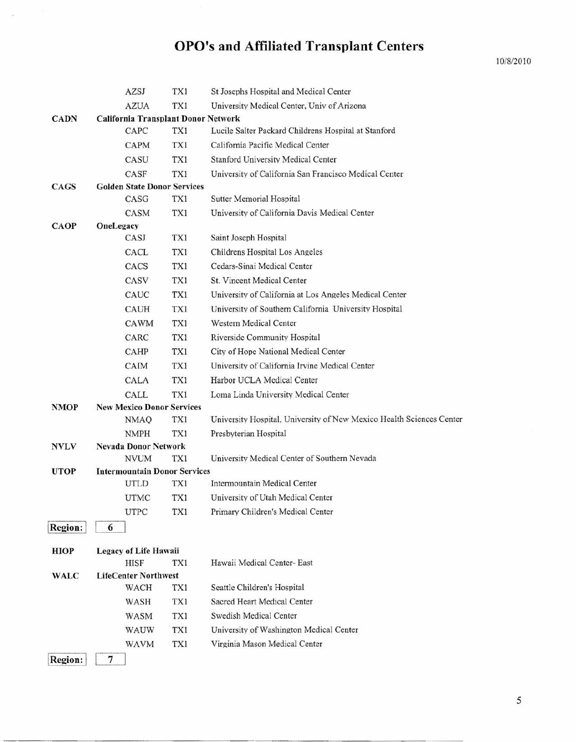# OPO's and Affiliated Transplant Centers

10/8/2010

| | | | |
|---|---|---|---|
| | AZSJ | TX1 | St Josephs Hospital and Medical Center |
| | AZUA | TX1 | University Medical Center, Univ of Arizona |
| **CADN** | **California Transplant Donor Network** | | |
| | CAPC | TX1 | Lucile Salter Packard Childrens Hospital at Stanford |
| | CAPM | TX1 | California Pacific Medical Center |
| | CASU | TX1 | Stanford University Medical Center |
| | CASF | TX1 | University of California San Francisco Medical Center |
| **CAGS** | **Golden State Donor Services** | | |
| | CASG | TX1 | Sutter Memorial Hospital |
| | CASM | TX1 | University of California Davis Medical Center |
| **CAOP** | **OneLegacy** | | |
| | CASJ | TX1 | Saint Joseph Hospital |
| | CACL | TX1 | Childrens Hospital Los Angeles |
| | CACS | TX1 | Cedars-Sinai Medical Center |
| | CASV | TX1 | St. Vincent Medical Center |
| | CAUC | TX1 | University of California at Los Angeles Medical Center |
| | CAUH | TX1 | University of Southern California University Hospital |
| | CAWM | TX1 | Western Medical Center |
| | CARC | TX1 | Riverside Community Hospital |
| | CAHP | TX1 | City of Hope National Medical Center |
| | CAIM | TX1 | University of California Irvine Medical Center |
| | CALA | TX1 | Harbor UCLA Medical Center |
| | CALL | TX1 | Loma Linda University Medical Center |
| **NMOP** | **New Mexico Donor Services** | | |
| | NMAQ | TX1 | University Hospital, University of New Mexico Health Sciences Center |
| | NMPH | TX1 | Presbyterian Hospital |
| **NVLV** | **Nevada Donor Network** | | |
| | NVUM | TX1 | University Medical Center of Southern Nevada |
| **UTOP** | **Intermountain Donor Services** | | |
| | UTLD | TX1 | Intermountain Medical Center |
| | UTMC | TX1 | University of Utah Medical Center |
| | UTPC | TX1 | Primary Children's Medical Center |

**Region:** 6

| | | | |
|---|---|---|---|
| **HIOP** | **Legacy of Life Hawaii** | | |
| | HISF | TX1 | Hawaii Medical Center- East |
| **WALC** | **LifeCenter Northwest** | | |
| | WACH | TX1 | Seattle Children's Hospital |
| | WASH | TX1 | Sacred Heart Medical Center |
| | WASM | TX1 | Swedish Medical Center |
| | WAUW | TX1 | University of Washington Medical Center |
| | WAVM | TX1 | Virginia Mason Medical Center |

**Region:** 7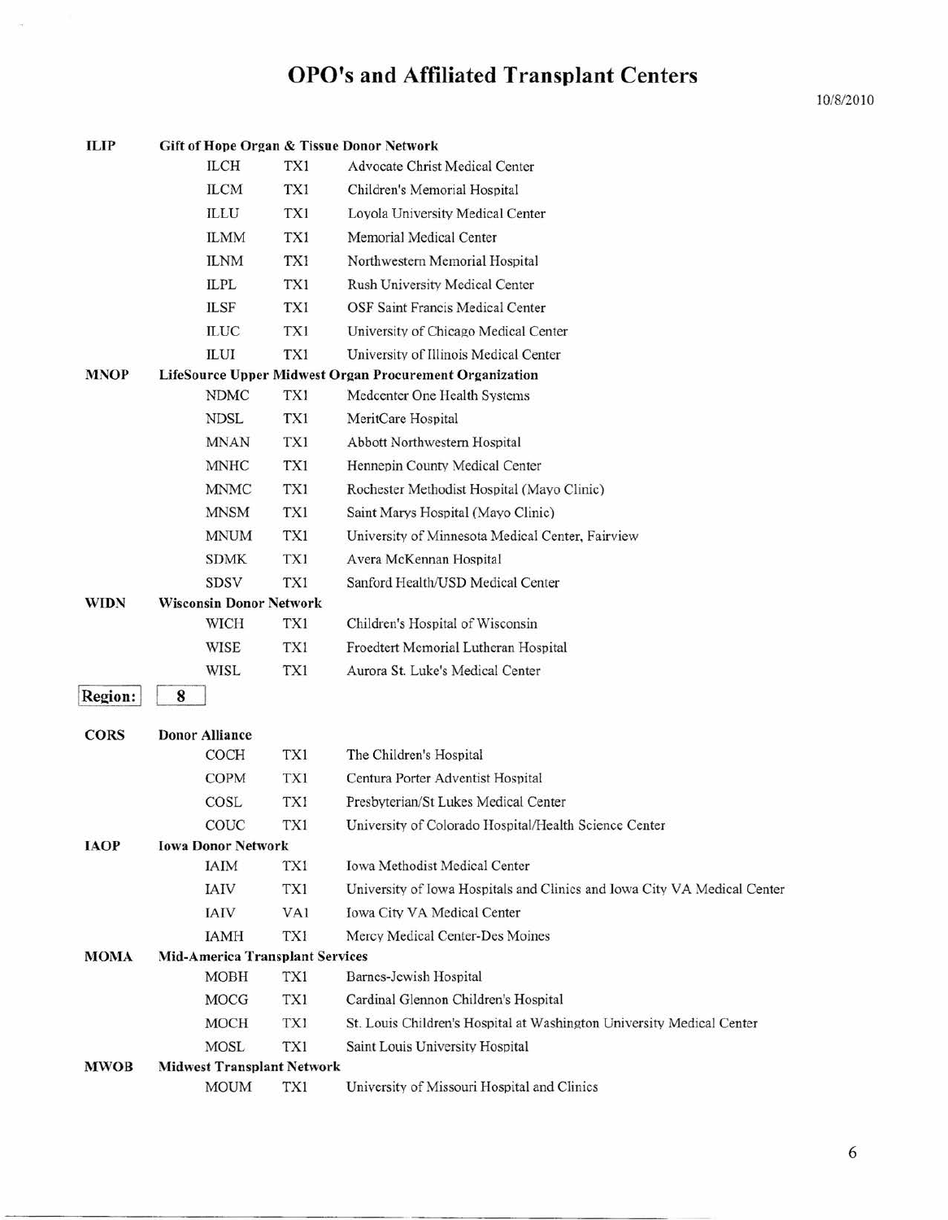# OPO's and Affiliated Transplant Centers

10/8/2010

| | | | |
|---|---|---|---|
| **ILIP** | **Gift of Hope Organ & Tissue Donor Network** | | |
| | ILCH | TX1 | Advocate Christ Medical Center |
| | ILCM | TX1 | Children's Memorial Hospital |
| | ILLU | TX1 | Loyola University Medical Center |
| | ILMM | TX1 | Memorial Medical Center |
| | ILNM | TX1 | Northwestern Memorial Hospital |
| | ILPL | TX1 | Rush University Medical Center |
| | ILSF | TX1 | OSF Saint Francis Medical Center |
| | ILUC | TX1 | University of Chicago Medical Center |
| | ILUI | TX1 | University of Illinois Medical Center |
| **MNOP** | **LifeSource Upper Midwest Organ Procurement Organization** | | |
| | NDMC | TX1 | Medcenter One Health Systems |
| | NDSL | TX1 | MeritCare Hospital |
| | MNAN | TX1 | Abbott Northwestern Hospital |
| | MNHC | TX1 | Hennepin County Medical Center |
| | MNMC | TX1 | Rochester Methodist Hospital (Mayo Clinic) |
| | MNSM | TX1 | Saint Marys Hospital (Mayo Clinic) |
| | MNUM | TX1 | University of Minnesota Medical Center, Fairview |
| | SDMK | TX1 | Avera McKennan Hospital |
| | SDSV | TX1 | Sanford Health/USD Medical Center |
| **WIDN** | **Wisconsin Donor Network** | | |
| | WICH | TX1 | Children's Hospital of Wisconsin |
| | WISE | TX1 | Froedtert Memorial Lutheran Hospital |
| | WISL | TX1 | Aurora St. Luke's Medical Center |

**Region:** **8**

| | | | |
|---|---|---|---|
| **CORS** | **Donor Alliance** | | |
| | COCH | TX1 | The Children's Hospital |
| | COPM | TX1 | Centura Porter Adventist Hospital |
| | COSL | TX1 | Presbyterian/St Lukes Medical Center |
| | COUC | TX1 | University of Colorado Hospital/Health Science Center |
| **IAOP** | **Iowa Donor Network** | | |
| | IAIM | TX1 | Iowa Methodist Medical Center |
| | IAIV | TX1 | University of Iowa Hospitals and Clinics and Iowa City VA Medical Center |
| | IAIV | VA1 | Iowa City VA Medical Center |
| | IAMH | TX1 | Mercy Medical Center-Des Moines |
| **MOMA** | **Mid-America Transplant Services** | | |
| | MOBH | TX1 | Barnes-Jewish Hospital |
| | MOCG | TX1 | Cardinal Glennon Children's Hospital |
| | MOCH | TX1 | St. Louis Children's Hospital at Washington University Medical Center |
| | MOSL | TX1 | Saint Louis University Hospital |
| **MWOB** | **Midwest Transplant Network** | | |
| | MOUM | TX1 | University of Missouri Hospital and Clinics |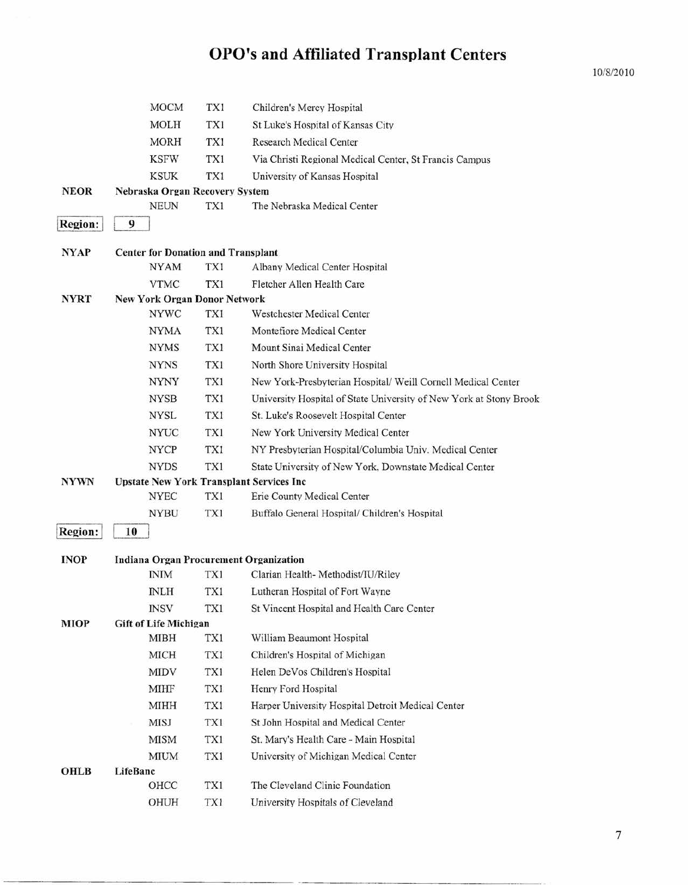# OPO's and Affiliated Transplant Centers

10/8/2010

| | | | |
|---|---|---|---|
| | MOCM | TX1 | Children's Mercy Hospital |
| | MOLH | TX1 | St Luke's Hospital of Kansas City |
| | MORH | TX1 | Research Medical Center |
| | KSFW | TX1 | Via Christi Regional Medical Center, St Francis Campus |
| | KSUK | TX1 | University of Kansas Hospital |
| **NEOR** | **Nebraska Organ Recovery System** | | |
| | NEUN | TX1 | The Nebraska Medical Center |

**Region: 9**

| | | | |
|---|---|---|---|
| **NYAP** | **Center for Donation and Transplant** | | |
| | NYAM | TX1 | Albany Medical Center Hospital |
| | VTMC | TX1 | Fletcher Allen Health Care |
| **NYRT** | **New York Organ Donor Network** | | |
| | NYWC | TX1 | Westchester Medical Center |
| | NYMA | TX1 | Montefiore Medical Center |
| | NYMS | TX1 | Mount Sinai Medical Center |
| | NYNS | TX1 | North Shore University Hospital |
| | NYNY | TX1 | New York-Presbyterian Hospital/ Weill Cornell Medical Center |
| | NYSB | TX1 | University Hospital of State University of New York at Stony Brook |
| | NYSL | TX1 | St. Luke's Roosevelt Hospital Center |
| | NYUC | TX1 | New York University Medical Center |
| | NYCP | TX1 | NY Presbyterian Hospital/Columbia Univ. Medical Center |
| | NYDS | TX1 | State University of New York, Downstate Medical Center |
| **NYWN** | **Upstate New York Transplant Services Inc** | | |
| | NYEC | TX1 | Erie County Medical Center |
| | NYBU | TX1 | Buffalo General Hospital/ Children's Hospital |

**Region: 10**

| | | | |
|---|---|---|---|
| **INOP** | **Indiana Organ Procurement Organization** | | |
| | INIM | TX1 | Clarian Health- Methodist/IU/Riley |
| | INLH | TX1 | Lutheran Hospital of Fort Wayne |
| | INSV | TX1 | St Vincent Hospital and Health Care Center |
| **MIOP** | **Gift of Life Michigan** | | |
| | MIBH | TX1 | William Beaumont Hospital |
| | MICH | TX1 | Children's Hospital of Michigan |
| | MIDV | TX1 | Helen DeVos Children's Hospital |
| | MIHF | TX1 | Henry Ford Hospital |
| | MIHH | TX1 | Harper University Hospital Detroit Medical Center |
| | MISJ | TX1 | St John Hospital and Medical Center |
| | MISM | TX1 | St. Mary's Health Care - Main Hospital |
| | MIUM | TX1 | University of Michigan Medical Center |
| **OHLB** | **LifeBanc** | | |
| | OHCC | TX1 | The Cleveland Clinic Foundation |
| | OHUH | TX1 | University Hospitals of Cleveland |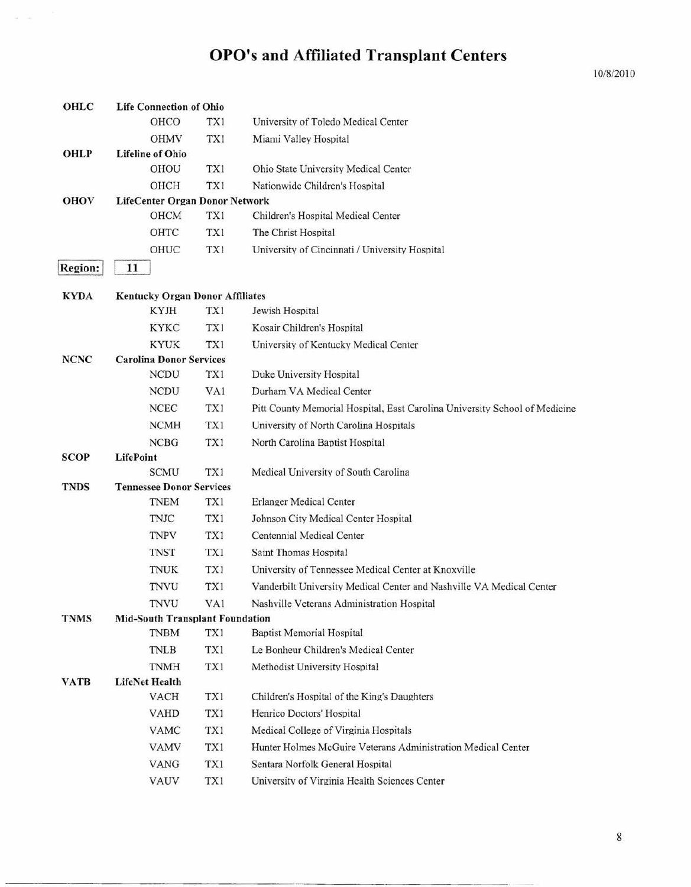# OPO's and Affiliated Transplant Centers

10/8/2010

| | | | |
|---|---|---|---|
| **OHLC** | **Life Connection of Ohio** | | |
| | OHCO | TX1 | University of Toledo Medical Center |
| | OHMV | TX1 | Miami Valley Hospital |
| **OHLP** | **Lifeline of Ohio** | | |
| | OHOU | TX1 | Ohio State University Medical Center |
| | OHCH | TX1 | Nationwide Children's Hospital |
| **OHOV** | **LifeCenter Organ Donor Network** | | |
| | OHCM | TX1 | Children's Hospital Medical Center |
| | OHTC | TX1 | The Christ Hospital |
| | OHUC | TX1 | University of Cincinnati / University Hospital |

**Region: 11**

| | | | |
|---|---|---|---|
| **KYDA** | **Kentucky Organ Donor Affiliates** | | |
| | KYJH | TX1 | Jewish Hospital |
| | KYKC | TX1 | Kosair Children's Hospital |
| | KYUK | TX1 | University of Kentucky Medical Center |
| **NCNC** | **Carolina Donor Services** | | |
| | NCDU | TX1 | Duke University Hospital |
| | NCDU | VA1 | Durham VA Medical Center |
| | NCEC | TX1 | Pitt County Memorial Hospital, East Carolina University School of Medicine |
| | NCMH | TX1 | University of North Carolina Hospitals |
| | NCBG | TX1 | North Carolina Baptist Hospital |
| **SCOP** | **LifePoint** | | |
| | SCMU | TX1 | Medical University of South Carolina |
| **TNDS** | **Tennessee Donor Services** | | |
| | TNEM | TX1 | Erlanger Medical Center |
| | TNJC | TX1 | Johnson City Medical Center Hospital |
| | TNPV | TX1 | Centennial Medical Center |
| | TNST | TX1 | Saint Thomas Hospital |
| | TNUK | TX1 | University of Tennessee Medical Center at Knoxville |
| | TNVU | TX1 | Vanderbilt University Medical Center and Nashville VA Medical Center |
| | TNVU | VA1 | Nashville Veterans Administration Hospital |
| **TNMS** | **Mid-South Transplant Foundation** | | |
| | TNBM | TX1 | Baptist Memorial Hospital |
| | TNLB | TX1 | Le Bonheur Children's Medical Center |
| | TNMH | TX1 | Methodist University Hospital |
| **VATB** | **LifeNet Health** | | |
| | VACH | TX1 | Children's Hospital of the King's Daughters |
| | VAHD | TX1 | Henrico Doctors' Hospital |
| | VAMC | TX1 | Medical College of Virginia Hospitals |
| | VAMV | TX1 | Hunter Holmes McGuire Veterans Administration Medical Center |
| | VANG | TX1 | Sentara Norfolk General Hospital |
| | VAUV | TX1 | University of Virginia Health Sciences Center |